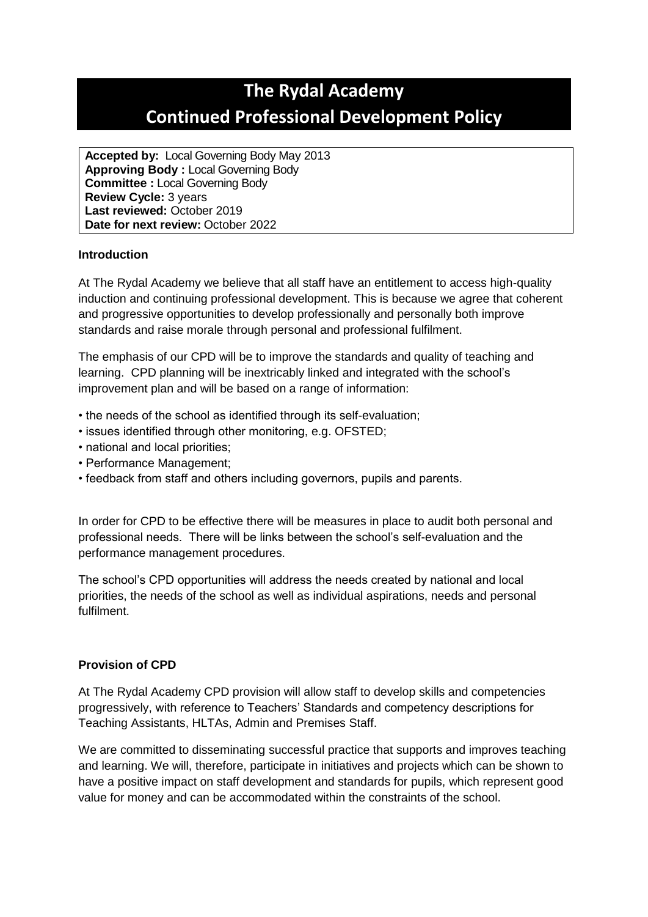# The Rydal Academy

# Continued Professional Development Policy

**Accepted by:** Local Governing Body May 2013
**Approving Body :** Local Governing Body
**Committee :** Local Governing Body
**Review Cycle:** 3 years
**Last reviewed:** October 2019
**Date for next review:** October 2022

**Introduction**

At The Rydal Academy we believe that all staff have an entitlement to access high-quality induction and continuing professional development. This is because we agree that coherent and progressive opportunities to develop professionally and personally both improve standards and raise morale through personal and professional fulfilment.

The emphasis of our CPD will be to improve the standards and quality of teaching and learning. CPD planning will be inextricably linked and integrated with the school's improvement plan and will be based on a range of information:

- the needs of the school as identified through its self-evaluation;
- issues identified through other monitoring, e.g. OFSTED;
- national and local priorities;
- Performance Management;
- feedback from staff and others including governors, pupils and parents.

In order for CPD to be effective there will be measures in place to audit both personal and professional needs. There will be links between the school's self-evaluation and the performance management procedures.

The school's CPD opportunities will address the needs created by national and local priorities, the needs of the school as well as individual aspirations, needs and personal fulfilment.

**Provision of CPD**

At The Rydal Academy CPD provision will allow staff to develop skills and competencies progressively, with reference to Teachers' Standards and competency descriptions for Teaching Assistants, HLTAs, Admin and Premises Staff.

We are committed to disseminating successful practice that supports and improves teaching and learning. We will, therefore, participate in initiatives and projects which can be shown to have a positive impact on staff development and standards for pupils, which represent good value for money and can be accommodated within the constraints of the school.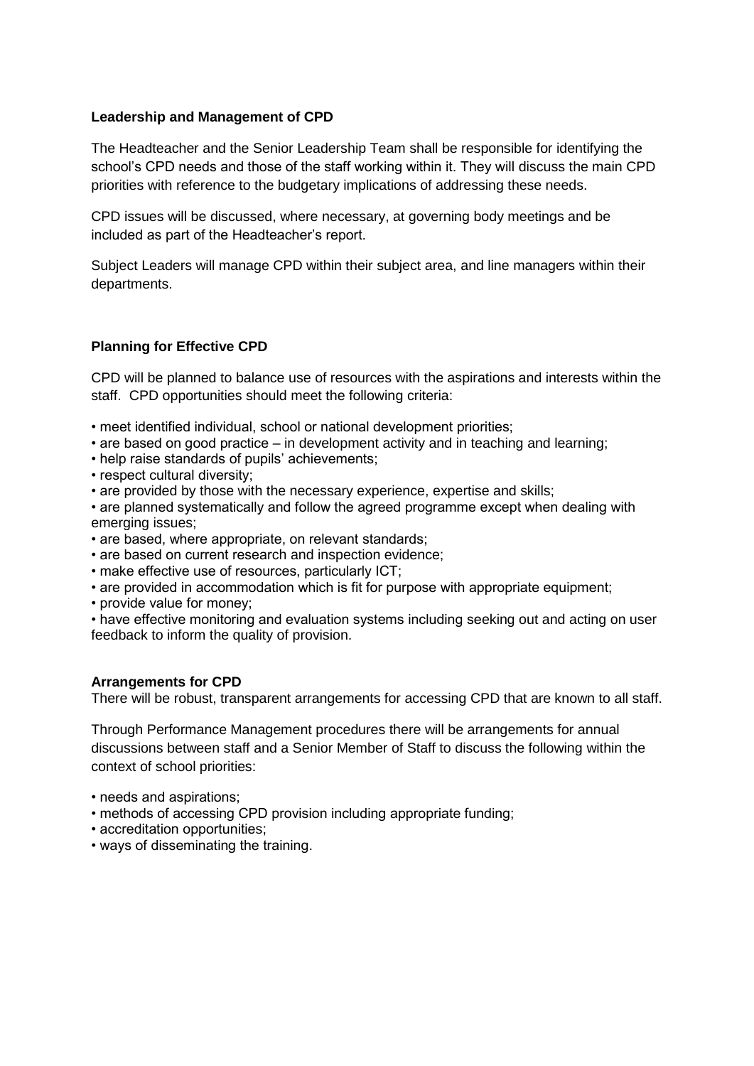**Leadership and Management of CPD**

The Headteacher and the Senior Leadership Team shall be responsible for identifying the school's CPD needs and those of the staff working within it. They will discuss the main CPD priorities with reference to the budgetary implications of addressing these needs.

CPD issues will be discussed, where necessary, at governing body meetings and be included as part of the Headteacher's report.

Subject Leaders will manage CPD within their subject area, and line managers within their departments.

**Planning for Effective CPD**

CPD will be planned to balance use of resources with the aspirations and interests within the staff. CPD opportunities should meet the following criteria:

- meet identified individual, school or national development priorities;
- are based on good practice – in development activity and in teaching and learning;
- help raise standards of pupils' achievements;
- respect cultural diversity;
- are provided by those with the necessary experience, expertise and skills;
- are planned systematically and follow the agreed programme except when dealing with emerging issues;
- are based, where appropriate, on relevant standards;
- are based on current research and inspection evidence;
- make effective use of resources, particularly ICT;
- are provided in accommodation which is fit for purpose with appropriate equipment;
- provide value for money;
- have effective monitoring and evaluation systems including seeking out and acting on user feedback to inform the quality of provision.

**Arrangements for CPD**

There will be robust, transparent arrangements for accessing CPD that are known to all staff.

Through Performance Management procedures there will be arrangements for annual discussions between staff and a Senior Member of Staff to discuss the following within the context of school priorities:

- needs and aspirations;
- methods of accessing CPD provision including appropriate funding;
- accreditation opportunities;
- ways of disseminating the training.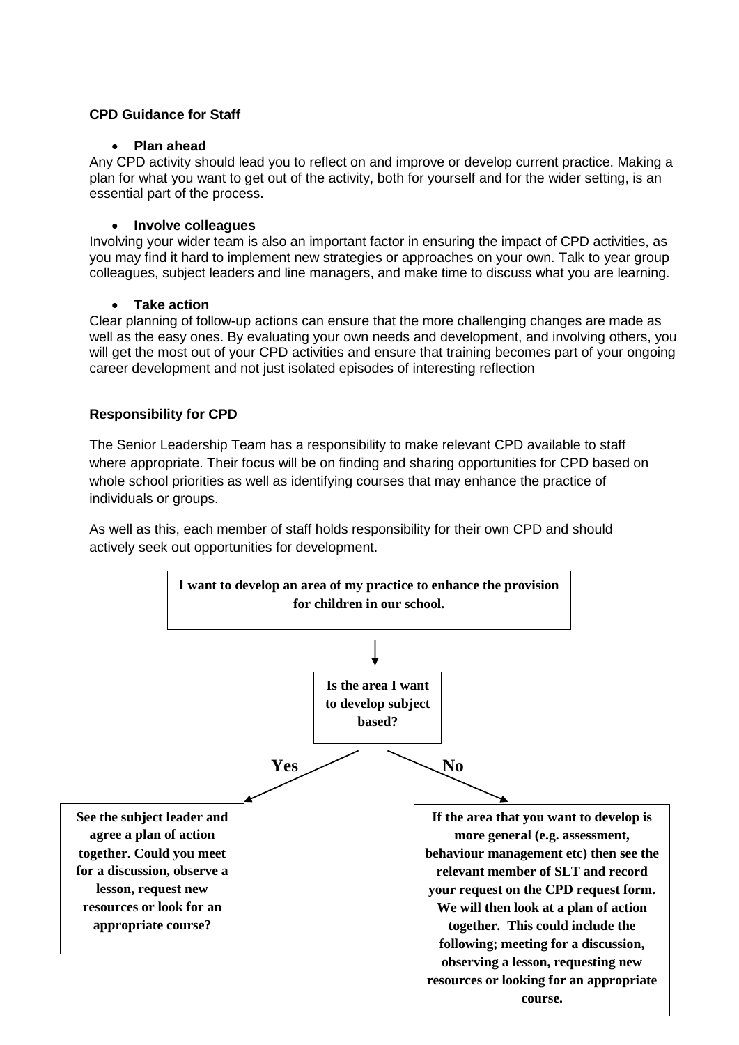**CPD Guidance for Staff**

- **Plan ahead**

Any CPD activity should lead you to reflect on and improve or develop current practice. Making a plan for what you want to get out of the activity, both for yourself and for the wider setting, is an essential part of the process.

- **Involve colleagues**

Involving your wider team is also an important factor in ensuring the impact of CPD activities, as you may find it hard to implement new strategies or approaches on your own. Talk to year group colleagues, subject leaders and line managers, and make time to discuss what you are learning.

- **Take action**

Clear planning of follow-up actions can ensure that the more challenging changes are made as well as the easy ones. By evaluating your own needs and development, and involving others, you will get the most out of your CPD activities and ensure that training becomes part of your ongoing career development and not just isolated episodes of interesting reflection

**Responsibility for CPD**

The Senior Leadership Team has a responsibility to make relevant CPD available to staff where appropriate. Their focus will be on finding and sharing opportunities for CPD based on whole school priorities as well as identifying courses that may enhance the practice of individuals or groups.

As well as this, each member of staff holds responsibility for their own CPD and should actively seek out opportunities for development.

**I want to develop an area of my practice to enhance the provision for children in our school.**

↓

**Is the area I want to develop subject based?**

**Yes** → **See the subject leader and agree a plan of action together. Could you meet for a discussion, observe a lesson, request new resources or look for an appropriate course?**

**No** → **If the area that you want to develop is more general (e.g. assessment, behaviour management etc) then see the relevant member of SLT and record your request on the CPD request form. We will then look at a plan of action together. This could include the following; meeting for a discussion, observing a lesson, requesting new resources or looking for an appropriate course.**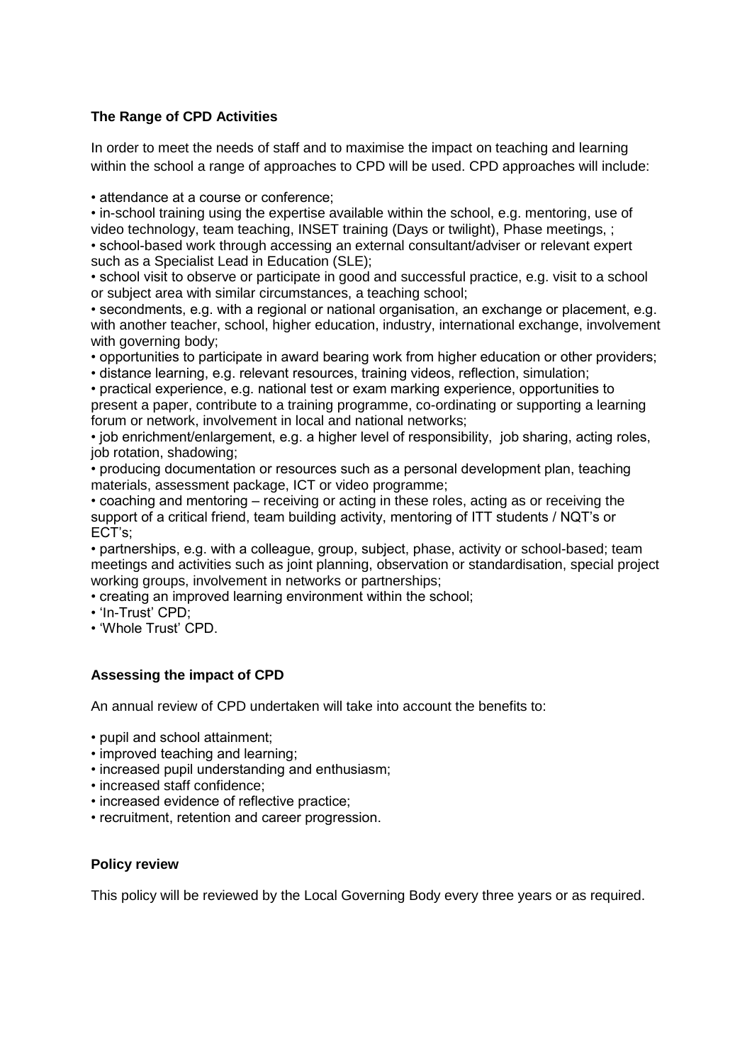**The Range of CPD Activities**

In order to meet the needs of staff and to maximise the impact on teaching and learning within the school a range of approaches to CPD will be used. CPD approaches will include:

- attendance at a course or conference;
- in-school training using the expertise available within the school, e.g. mentoring, use of video technology, team teaching, INSET training (Days or twilight), Phase meetings, ;
- school-based work through accessing an external consultant/adviser or relevant expert such as a Specialist Lead in Education (SLE);
- school visit to observe or participate in good and successful practice, e.g. visit to a school or subject area with similar circumstances, a teaching school;
- secondments, e.g. with a regional or national organisation, an exchange or placement, e.g. with another teacher, school, higher education, industry, international exchange, involvement with governing body;
- opportunities to participate in award bearing work from higher education or other providers;
- distance learning, e.g. relevant resources, training videos, reflection, simulation;
- practical experience, e.g. national test or exam marking experience, opportunities to present a paper, contribute to a training programme, co-ordinating or supporting a learning forum or network, involvement in local and national networks;
- job enrichment/enlargement, e.g. a higher level of responsibility, job sharing, acting roles, job rotation, shadowing;
- producing documentation or resources such as a personal development plan, teaching materials, assessment package, ICT or video programme;
- coaching and mentoring – receiving or acting in these roles, acting as or receiving the support of a critical friend, team building activity, mentoring of ITT students / NQT's or ECT's;
- partnerships, e.g. with a colleague, group, subject, phase, activity or school-based; team meetings and activities such as joint planning, observation or standardisation, special project working groups, involvement in networks or partnerships;
- creating an improved learning environment within the school;
- 'In-Trust' CPD;
- 'Whole Trust' CPD.

**Assessing the impact of CPD**

An annual review of CPD undertaken will take into account the benefits to:

- pupil and school attainment;
- improved teaching and learning;
- increased pupil understanding and enthusiasm;
- increased staff confidence;
- increased evidence of reflective practice;
- recruitment, retention and career progression.

**Policy review**

This policy will be reviewed by the Local Governing Body every three years or as required.